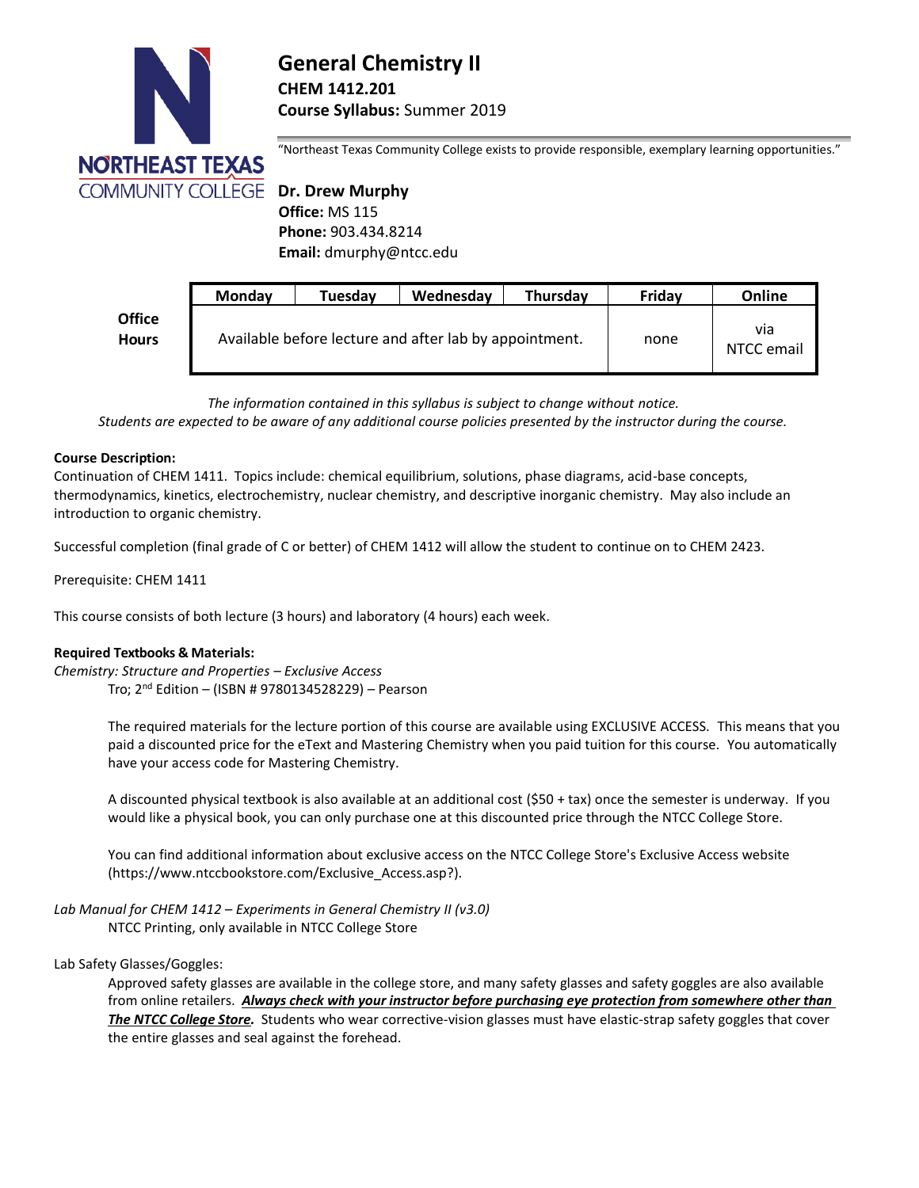# General Chemistry II

**CHEM 1412.201**

**Course Syllabus:** Summer 2019

"Northeast Texas Community College exists to provide responsible, exemplary learning opportunities."

**Dr. Drew Murphy**
**Office:** MS 115
**Phone:** 903.434.8214
**Email:** dmurphy@ntcc.edu

| | Monday | Tuesday | Wednesday | Thursday | Friday | Online |
|---|---|---|---|---|---|---|
| **Office Hours** | Available before lecture and after lab by appointment. | | | | none | via NTCC email |

*The information contained in this syllabus is subject to change without notice.*
*Students are expected to be aware of any additional course policies presented by the instructor during the course.*

**Course Description:**
Continuation of CHEM 1411. Topics include: chemical equilibrium, solutions, phase diagrams, acid-base concepts, thermodynamics, kinetics, electrochemistry, nuclear chemistry, and descriptive inorganic chemistry. May also include an introduction to organic chemistry.

Successful completion (final grade of C or better) of CHEM 1412 will allow the student to continue on to CHEM 2423.

Prerequisite: CHEM 1411

This course consists of both lecture (3 hours) and laboratory (4 hours) each week.

**Required Textbooks & Materials:**

*Chemistry: Structure and Properties – Exclusive Access*
Tro; 2nd Edition – (ISBN # 9780134528229) – Pearson

The required materials for the lecture portion of this course are available using EXCLUSIVE ACCESS. This means that you paid a discounted price for the eText and Mastering Chemistry when you paid tuition for this course. You automatically have your access code for Mastering Chemistry.

A discounted physical textbook is also available at an additional cost ($50 + tax) once the semester is underway. If you would like a physical book, you can only purchase one at this discounted price through the NTCC College Store.

You can find additional information about exclusive access on the NTCC College Store's Exclusive Access website (https://www.ntccbookstore.com/Exclusive_Access.asp?).

*Lab Manual for CHEM 1412 – Experiments in General Chemistry II (v3.0)*
NTCC Printing, only available in NTCC College Store

Lab Safety Glasses/Goggles:

Approved safety glasses are available in the college store, and many safety glasses and safety goggles are also available from online retailers. ***Always check with your instructor before purchasing eye protection from somewhere other than The NTCC College Store.*** Students who wear corrective-vision glasses must have elastic-strap safety goggles that cover the entire glasses and seal against the forehead.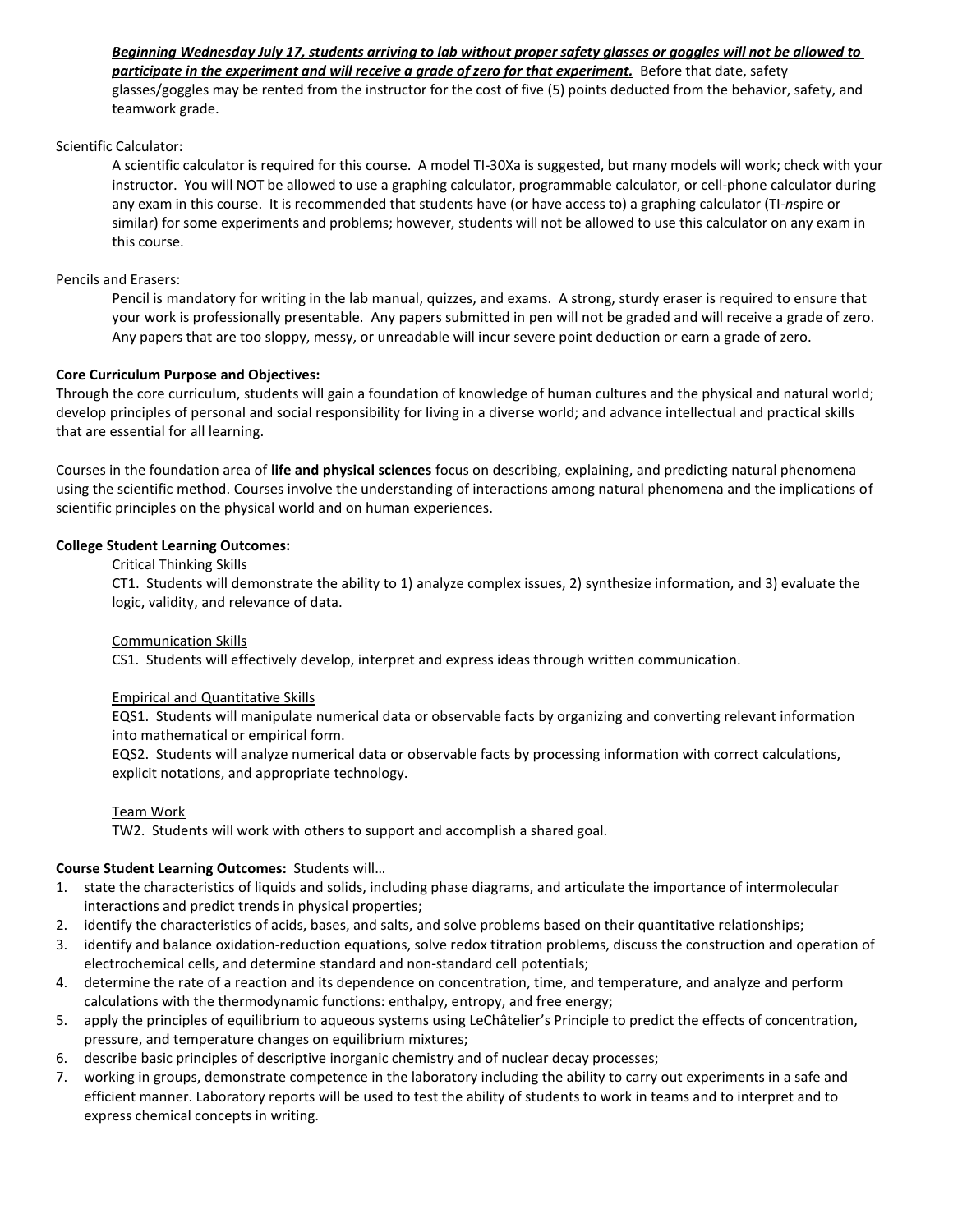***<u>Beginning Wednesday July 17, students arriving to lab without proper safety glasses or goggles will not be allowed to participate in the experiment and will receive a grade of zero for that experiment.</u>*** Before that date, safety glasses/goggles may be rented from the instructor for the cost of five (5) points deducted from the behavior, safety, and teamwork grade.

Scientific Calculator:

A scientific calculator is required for this course. A model TI-30Xa is suggested, but many models will work; check with your instructor. You will NOT be allowed to use a graphing calculator, programmable calculator, or cell-phone calculator during any exam in this course. It is recommended that students have (or have access to) a graphing calculator (TI-*n*spire or similar) for some experiments and problems; however, students will not be allowed to use this calculator on any exam in this course.

Pencils and Erasers:

Pencil is mandatory for writing in the lab manual, quizzes, and exams. A strong, sturdy eraser is required to ensure that your work is professionally presentable. Any papers submitted in pen will not be graded and will receive a grade of zero. Any papers that are too sloppy, messy, or unreadable will incur severe point deduction or earn a grade of zero.

**Core Curriculum Purpose and Objectives:**

Through the core curriculum, students will gain a foundation of knowledge of human cultures and the physical and natural world; develop principles of personal and social responsibility for living in a diverse world; and advance intellectual and practical skills that are essential for all learning.

Courses in the foundation area of **life and physical sciences** focus on describing, explaining, and predicting natural phenomena using the scientific method. Courses involve the understanding of interactions among natural phenomena and the implications of scientific principles on the physical world and on human experiences.

**College Student Learning Outcomes:**

<u>Critical Thinking Skills</u>

CT1. Students will demonstrate the ability to 1) analyze complex issues, 2) synthesize information, and 3) evaluate the logic, validity, and relevance of data.

<u>Communication Skills</u>

CS1. Students will effectively develop, interpret and express ideas through written communication.

<u>Empirical and Quantitative Skills</u>

EQS1. Students will manipulate numerical data or observable facts by organizing and converting relevant information into mathematical or empirical form.

EQS2. Students will analyze numerical data or observable facts by processing information with correct calculations, explicit notations, and appropriate technology.

<u>Team Work</u>

TW2. Students will work with others to support and accomplish a shared goal.

**Course Student Learning Outcomes:** Students will…

1. state the characteristics of liquids and solids, including phase diagrams, and articulate the importance of intermolecular interactions and predict trends in physical properties;
2. identify the characteristics of acids, bases, and salts, and solve problems based on their quantitative relationships;
3. identify and balance oxidation-reduction equations, solve redox titration problems, discuss the construction and operation of electrochemical cells, and determine standard and non-standard cell potentials;
4. determine the rate of a reaction and its dependence on concentration, time, and temperature, and analyze and perform calculations with the thermodynamic functions: enthalpy, entropy, and free energy;
5. apply the principles of equilibrium to aqueous systems using LeChâtelier's Principle to predict the effects of concentration, pressure, and temperature changes on equilibrium mixtures;
6. describe basic principles of descriptive inorganic chemistry and of nuclear decay processes;
7. working in groups, demonstrate competence in the laboratory including the ability to carry out experiments in a safe and efficient manner. Laboratory reports will be used to test the ability of students to work in teams and to interpret and to express chemical concepts in writing.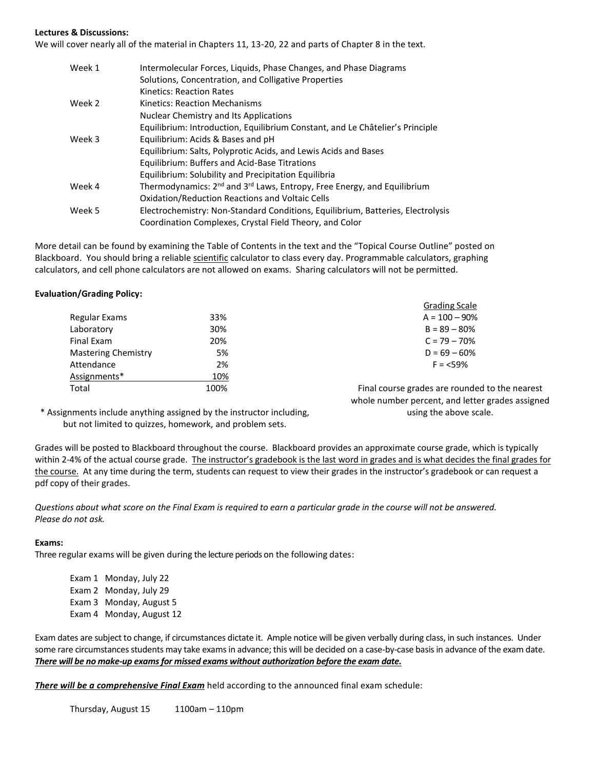**Lectures & Discussions:**
We will cover nearly all of the material in Chapters 11, 13-20, 22 and parts of Chapter 8 in the text.

| | |
|---|---|
| Week 1 | Intermolecular Forces, Liquids, Phase Changes, and Phase Diagrams |
| | Solutions, Concentration, and Colligative Properties |
| | Kinetics: Reaction Rates |
| Week 2 | Kinetics: Reaction Mechanisms |
| | Nuclear Chemistry and Its Applications |
| | Equilibrium: Introduction, Equilibrium Constant, and Le Châtelier's Principle |
| Week 3 | Equilibrium: Acids & Bases and pH |
| | Equilibrium: Salts, Polyprotic Acids, and Lewis Acids and Bases |
| | Equilibrium: Buffers and Acid-Base Titrations |
| | Equilibrium: Solubility and Precipitation Equilibria |
| Week 4 | Thermodynamics: 2nd and 3rd Laws, Entropy, Free Energy, and Equilibrium |
| | Oxidation/Reduction Reactions and Voltaic Cells |
| Week 5 | Electrochemistry: Non-Standard Conditions, Equilibrium, Batteries, Electrolysis |
| | Coordination Complexes, Crystal Field Theory, and Color |

More detail can be found by examining the Table of Contents in the text and the "Topical Course Outline" posted on Blackboard. You should bring a reliable scientific calculator to class every day. Programmable calculators, graphing calculators, and cell phone calculators are not allowed on exams. Sharing calculators will not be permitted.

**Evaluation/Grading Policy:**

| | |
|---|---|
| Regular Exams | 33% |
| Laboratory | 30% |
| Final Exam | 20% |
| Mastering Chemistry | 5% |
| Attendance | 2% |
| Assignments* | 10% |
| Total | 100% |

\* Assignments include anything assigned by the instructor including, but not limited to quizzes, homework, and problem sets.

Grading Scale
A = 100 – 90%
B = 89 – 80%
C = 79 – 70%
D = 69 – 60%
F = <59%

Final course grades are rounded to the nearest whole number percent, and letter grades assigned using the above scale.

Grades will be posted to Blackboard throughout the course. Blackboard provides an approximate course grade, which is typically within 2-4% of the actual course grade. The instructor's gradebook is the last word in grades and is what decides the final grades for the course. At any time during the term, students can request to view their grades in the instructor's gradebook or can request a pdf copy of their grades.

*Questions about what score on the Final Exam is required to earn a particular grade in the course will not be answered. Please do not ask.*

**Exams:**
Three regular exams will be given during the lecture periods on the following dates:

Exam 1 Monday, July 22
Exam 2 Monday, July 29
Exam 3 Monday, August 5
Exam 4 Monday, August 12

Exam dates are subject to change, if circumstances dictate it. Ample notice will be given verbally during class, in such instances. Under some rare circumstances students may take exams in advance; this will be decided on a case-by-case basis in advance of the exam date. ***There will be no make-up exams for missed exams without authorization before the exam date.***

***There will be a comprehensive Final Exam*** held according to the announced final exam schedule:

Thursday, August 15 1100am – 110pm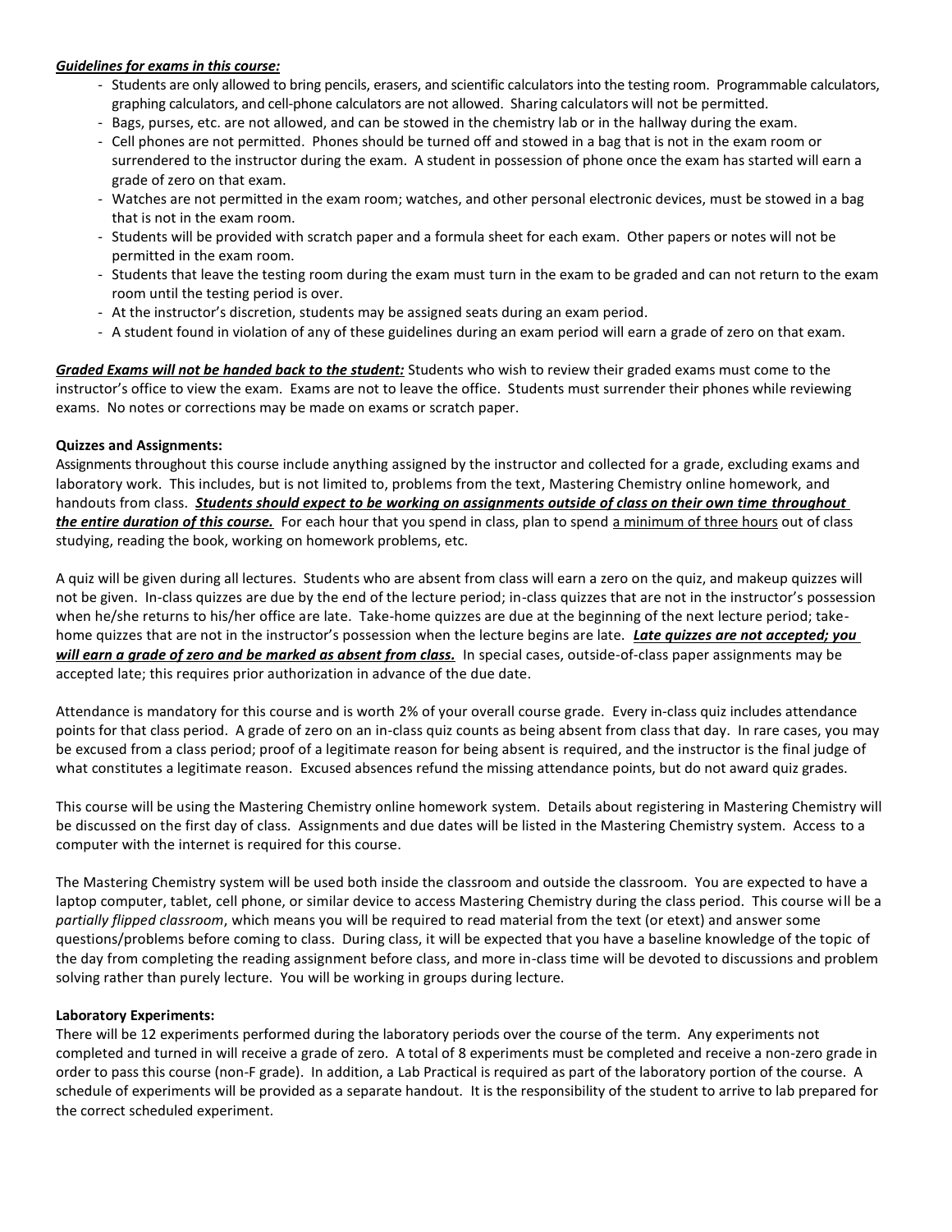***Guidelines for exams in this course:***

- Students are only allowed to bring pencils, erasers, and scientific calculators into the testing room. Programmable calculators, graphing calculators, and cell-phone calculators are not allowed. Sharing calculators will not be permitted.
- Bags, purses, etc. are not allowed, and can be stowed in the chemistry lab or in the hallway during the exam.
- Cell phones are not permitted. Phones should be turned off and stowed in a bag that is not in the exam room or surrendered to the instructor during the exam. A student in possession of phone once the exam has started will earn a grade of zero on that exam.
- Watches are not permitted in the exam room; watches, and other personal electronic devices, must be stowed in a bag that is not in the exam room.
- Students will be provided with scratch paper and a formula sheet for each exam. Other papers or notes will not be permitted in the exam room.
- Students that leave the testing room during the exam must turn in the exam to be graded and can not return to the exam room until the testing period is over.
- At the instructor's discretion, students may be assigned seats during an exam period.
- A student found in violation of any of these guidelines during an exam period will earn a grade of zero on that exam.

***Graded Exams will not be handed back to the student:*** Students who wish to review their graded exams must come to the instructor's office to view the exam. Exams are not to leave the office. Students must surrender their phones while reviewing exams. No notes or corrections may be made on exams or scratch paper.

**Quizzes and Assignments:**

Assignments throughout this course include anything assigned by the instructor and collected for a grade, excluding exams and laboratory work. This includes, but is not limited to, problems from the text, Mastering Chemistry online homework, and handouts from class. ***Students should expect to be working on assignments outside of class on their own time throughout the entire duration of this course.*** For each hour that you spend in class, plan to spend a minimum of three hours out of class studying, reading the book, working on homework problems, etc.

A quiz will be given during all lectures. Students who are absent from class will earn a zero on the quiz, and makeup quizzes will not be given. In-class quizzes are due by the end of the lecture period; in-class quizzes that are not in the instructor's possession when he/she returns to his/her office are late. Take-home quizzes are due at the beginning of the next lecture period; take-home quizzes that are not in the instructor's possession when the lecture begins are late. ***Late quizzes are not accepted; you will earn a grade of zero and be marked as absent from class.*** In special cases, outside-of-class paper assignments may be accepted late; this requires prior authorization in advance of the due date.

Attendance is mandatory for this course and is worth 2% of your overall course grade. Every in-class quiz includes attendance points for that class period. A grade of zero on an in-class quiz counts as being absent from class that day. In rare cases, you may be excused from a class period; proof of a legitimate reason for being absent is required, and the instructor is the final judge of what constitutes a legitimate reason. Excused absences refund the missing attendance points, but do not award quiz grades.

This course will be using the Mastering Chemistry online homework system. Details about registering in Mastering Chemistry will be discussed on the first day of class. Assignments and due dates will be listed in the Mastering Chemistry system. Access to a computer with the internet is required for this course.

The Mastering Chemistry system will be used both inside the classroom and outside the classroom. You are expected to have a laptop computer, tablet, cell phone, or similar device to access Mastering Chemistry during the class period. This course will be a *partially flipped classroom*, which means you will be required to read material from the text (or etext) and answer some questions/problems before coming to class. During class, it will be expected that you have a baseline knowledge of the topic of the day from completing the reading assignment before class, and more in-class time will be devoted to discussions and problem solving rather than purely lecture. You will be working in groups during lecture.

**Laboratory Experiments:**

There will be 12 experiments performed during the laboratory periods over the course of the term. Any experiments not completed and turned in will receive a grade of zero. A total of 8 experiments must be completed and receive a non-zero grade in order to pass this course (non-F grade). In addition, a Lab Practical is required as part of the laboratory portion of the course. A schedule of experiments will be provided as a separate handout. It is the responsibility of the student to arrive to lab prepared for the correct scheduled experiment.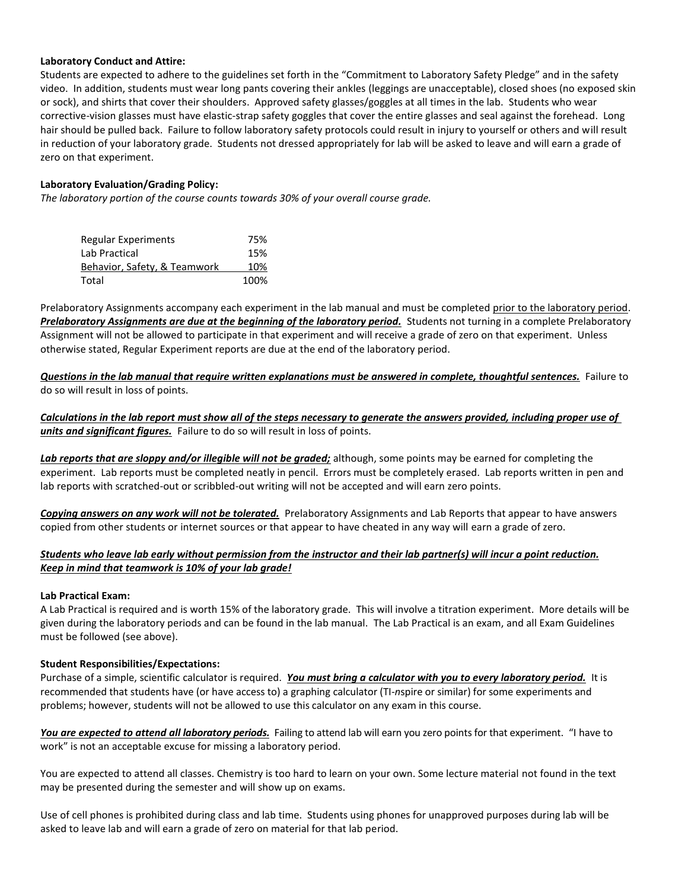**Laboratory Conduct and Attire:**
Students are expected to adhere to the guidelines set forth in the "Commitment to Laboratory Safety Pledge" and in the safety video. In addition, students must wear long pants covering their ankles (leggings are unacceptable), closed shoes (no exposed skin or sock), and shirts that cover their shoulders. Approved safety glasses/goggles at all times in the lab. Students who wear corrective-vision glasses must have elastic-strap safety goggles that cover the entire glasses and seal against the forehead. Long hair should be pulled back. Failure to follow laboratory safety protocols could result in injury to yourself or others and will result in reduction of your laboratory grade. Students not dressed appropriately for lab will be asked to leave and will earn a grade of zero on that experiment.

**Laboratory Evaluation/Grading Policy:**
*The laboratory portion of the course counts towards 30% of your overall course grade.*

| Component | Weight |
| --- | --- |
| Regular Experiments | 75% |
| Lab Practical | 15% |
| Behavior, Safety, & Teamwork | 10% |
| Total | 100% |

Prelaboratory Assignments accompany each experiment in the lab manual and must be completed <u>prior to the laboratory period</u>. ***<u>Prelaboratory Assignments are due at the beginning of the laboratory period.</u>*** Students not turning in a complete Prelaboratory Assignment will not be allowed to participate in that experiment and will receive a grade of zero on that experiment. Unless otherwise stated, Regular Experiment reports are due at the end of the laboratory period.

***<u>Questions in the lab manual that require written explanations must be answered in complete, thoughtful sentences.</u>*** Failure to do so will result in loss of points.

***<u>Calculations in the lab report must show all of the steps necessary to generate the answers provided, including proper use of units and significant figures.</u>*** Failure to do so will result in loss of points.

***<u>Lab reports that are sloppy and/or illegible will not be graded;</u>*** although, some points may be earned for completing the experiment. Lab reports must be completed neatly in pencil. Errors must be completely erased. Lab reports written in pen and lab reports with scratched-out or scribbled-out writing will not be accepted and will earn zero points.

***<u>Copying answers on any work will not be tolerated.</u>*** Prelaboratory Assignments and Lab Reports that appear to have answers copied from other students or internet sources or that appear to have cheated in any way will earn a grade of zero.

***<u>Students who leave lab early without permission from the instructor and their lab partner(s) will incur a point reduction. Keep in mind that teamwork is 10% of your lab grade!</u>***

**Lab Practical Exam:**
A Lab Practical is required and is worth 15% of the laboratory grade. This will involve a titration experiment. More details will be given during the laboratory periods and can be found in the lab manual. The Lab Practical is an exam, and all Exam Guidelines must be followed (see above).

**Student Responsibilities/Expectations:**
Purchase of a simple, scientific calculator is required. ***<u>You must bring a calculator with you to every laboratory period.</u>*** It is recommended that students have (or have access to) a graphing calculator (TI-*n*spire or similar) for some experiments and problems; however, students will not be allowed to use this calculator on any exam in this course.

***<u>You are expected to attend all laboratory periods.</u>*** Failing to attend lab will earn you zero points for that experiment. "I have to work" is not an acceptable excuse for missing a laboratory period.

You are expected to attend all classes. Chemistry is too hard to learn on your own. Some lecture material not found in the text may be presented during the semester and will show up on exams.

Use of cell phones is prohibited during class and lab time. Students using phones for unapproved purposes during lab will be asked to leave lab and will earn a grade of zero on material for that lab period.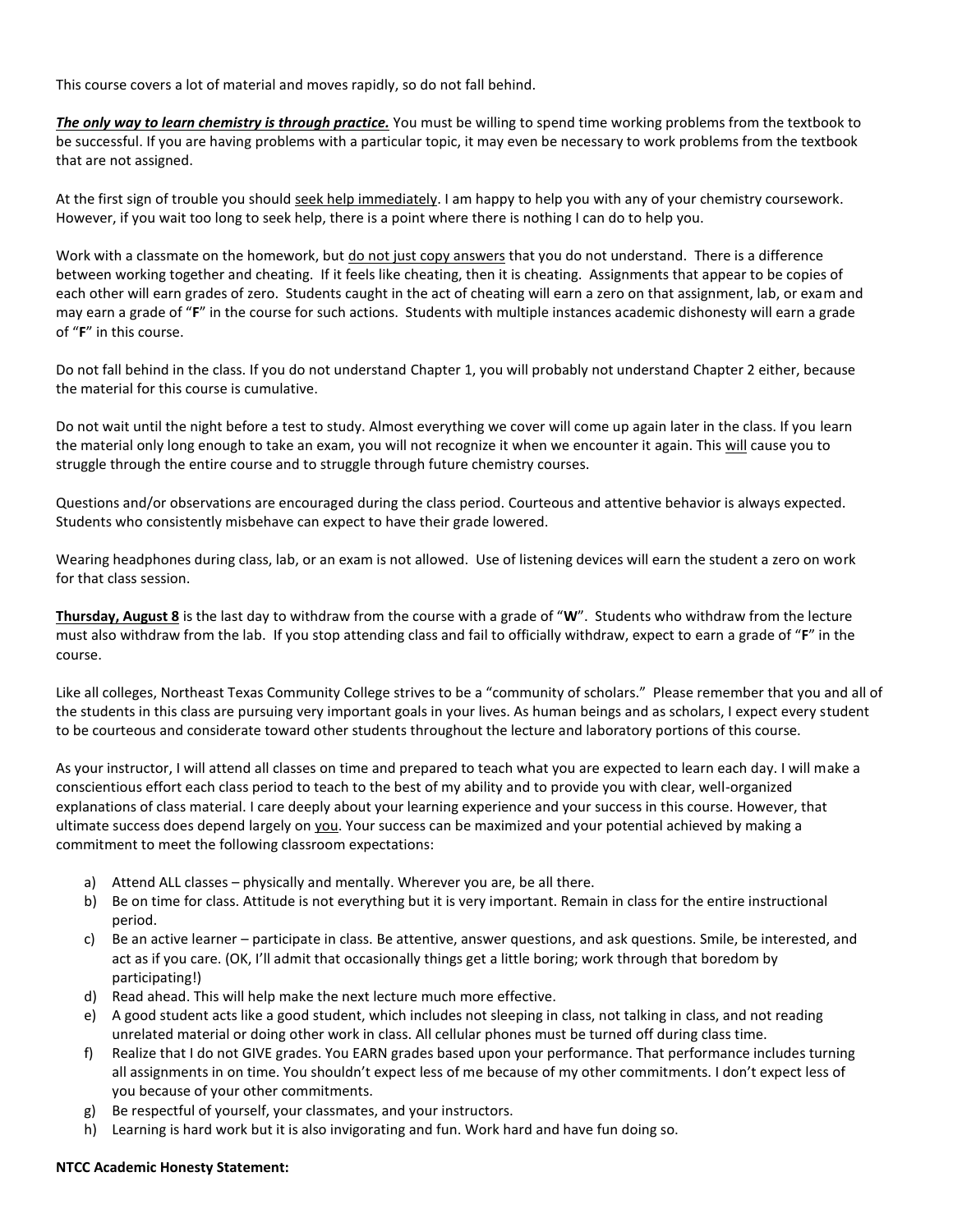This course covers a lot of material and moves rapidly, so do not fall behind.

***The only way to learn chemistry is through practice.*** You must be willing to spend time working problems from the textbook to be successful. If you are having problems with a particular topic, it may even be necessary to work problems from the textbook that are not assigned.

At the first sign of trouble you should seek help immediately. I am happy to help you with any of your chemistry coursework. However, if you wait too long to seek help, there is a point where there is nothing I can do to help you.

Work with a classmate on the homework, but do not just copy answers that you do not understand. There is a difference between working together and cheating. If it feels like cheating, then it is cheating. Assignments that appear to be copies of each other will earn grades of zero. Students caught in the act of cheating will earn a zero on that assignment, lab, or exam and may earn a grade of "**F**" in the course for such actions. Students with multiple instances academic dishonesty will earn a grade of "**F**" in this course.

Do not fall behind in the class. If you do not understand Chapter 1, you will probably not understand Chapter 2 either, because the material for this course is cumulative.

Do not wait until the night before a test to study. Almost everything we cover will come up again later in the class. If you learn the material only long enough to take an exam, you will not recognize it when we encounter it again. This will cause you to struggle through the entire course and to struggle through future chemistry courses.

Questions and/or observations are encouraged during the class period. Courteous and attentive behavior is always expected. Students who consistently misbehave can expect to have their grade lowered.

Wearing headphones during class, lab, or an exam is not allowed. Use of listening devices will earn the student a zero on work for that class session.

**Thursday, August 8** is the last day to withdraw from the course with a grade of "**W**". Students who withdraw from the lecture must also withdraw from the lab. If you stop attending class and fail to officially withdraw, expect to earn a grade of "**F**" in the course.

Like all colleges, Northeast Texas Community College strives to be a "community of scholars." Please remember that you and all of the students in this class are pursuing very important goals in your lives. As human beings and as scholars, I expect every student to be courteous and considerate toward other students throughout the lecture and laboratory portions of this course.

As your instructor, I will attend all classes on time and prepared to teach what you are expected to learn each day. I will make a conscientious effort each class period to teach to the best of my ability and to provide you with clear, well-organized explanations of class material. I care deeply about your learning experience and your success in this course. However, that ultimate success does depend largely on you. Your success can be maximized and your potential achieved by making a commitment to meet the following classroom expectations:

a) Attend ALL classes – physically and mentally. Wherever you are, be all there.
b) Be on time for class. Attitude is not everything but it is very important. Remain in class for the entire instructional period.
c) Be an active learner – participate in class. Be attentive, answer questions, and ask questions. Smile, be interested, and act as if you care. (OK, I'll admit that occasionally things get a little boring; work through that boredom by participating!)
d) Read ahead. This will help make the next lecture much more effective.
e) A good student acts like a good student, which includes not sleeping in class, not talking in class, and not reading unrelated material or doing other work in class. All cellular phones must be turned off during class time.
f) Realize that I do not GIVE grades. You EARN grades based upon your performance. That performance includes turning all assignments in on time. You shouldn't expect less of me because of my other commitments. I don't expect less of you because of your other commitments.
g) Be respectful of yourself, your classmates, and your instructors.
h) Learning is hard work but it is also invigorating and fun. Work hard and have fun doing so.

**NTCC Academic Honesty Statement:**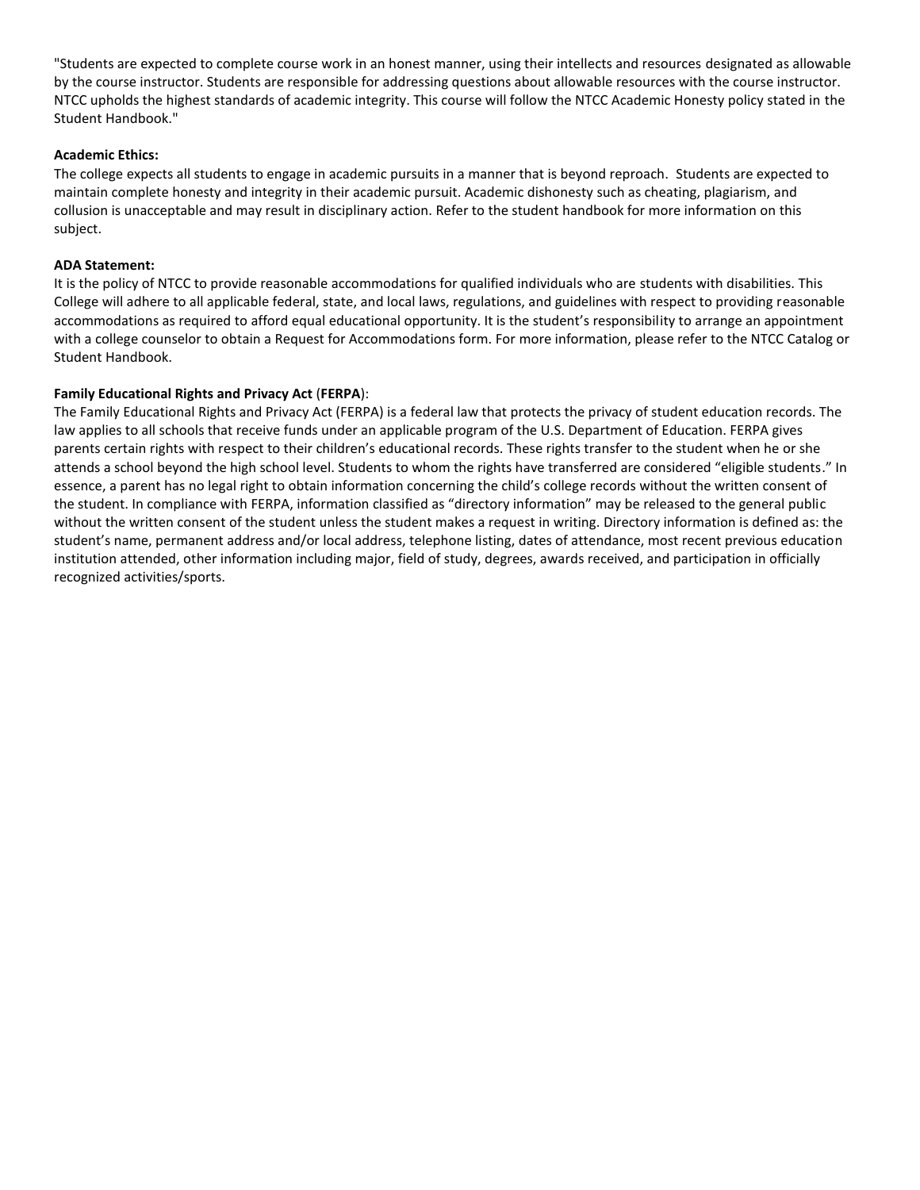"Students are expected to complete course work in an honest manner, using their intellects and resources designated as allowable by the course instructor. Students are responsible for addressing questions about allowable resources with the course instructor. NTCC upholds the highest standards of academic integrity. This course will follow the NTCC Academic Honesty policy stated in the Student Handbook."

**Academic Ethics:**
The college expects all students to engage in academic pursuits in a manner that is beyond reproach. Students are expected to maintain complete honesty and integrity in their academic pursuit. Academic dishonesty such as cheating, plagiarism, and collusion is unacceptable and may result in disciplinary action. Refer to the student handbook for more information on this subject.

**ADA Statement:**
It is the policy of NTCC to provide reasonable accommodations for qualified individuals who are students with disabilities. This College will adhere to all applicable federal, state, and local laws, regulations, and guidelines with respect to providing reasonable accommodations as required to afford equal educational opportunity. It is the student's responsibility to arrange an appointment with a college counselor to obtain a Request for Accommodations form. For more information, please refer to the NTCC Catalog or Student Handbook.

**Family Educational Rights and Privacy Act** (**FERPA**):
The Family Educational Rights and Privacy Act (FERPA) is a federal law that protects the privacy of student education records. The law applies to all schools that receive funds under an applicable program of the U.S. Department of Education. FERPA gives parents certain rights with respect to their children's educational records. These rights transfer to the student when he or she attends a school beyond the high school level. Students to whom the rights have transferred are considered "eligible students." In essence, a parent has no legal right to obtain information concerning the child's college records without the written consent of the student. In compliance with FERPA, information classified as "directory information" may be released to the general public without the written consent of the student unless the student makes a request in writing. Directory information is defined as: the student's name, permanent address and/or local address, telephone listing, dates of attendance, most recent previous education institution attended, other information including major, field of study, degrees, awards received, and participation in officially recognized activities/sports.